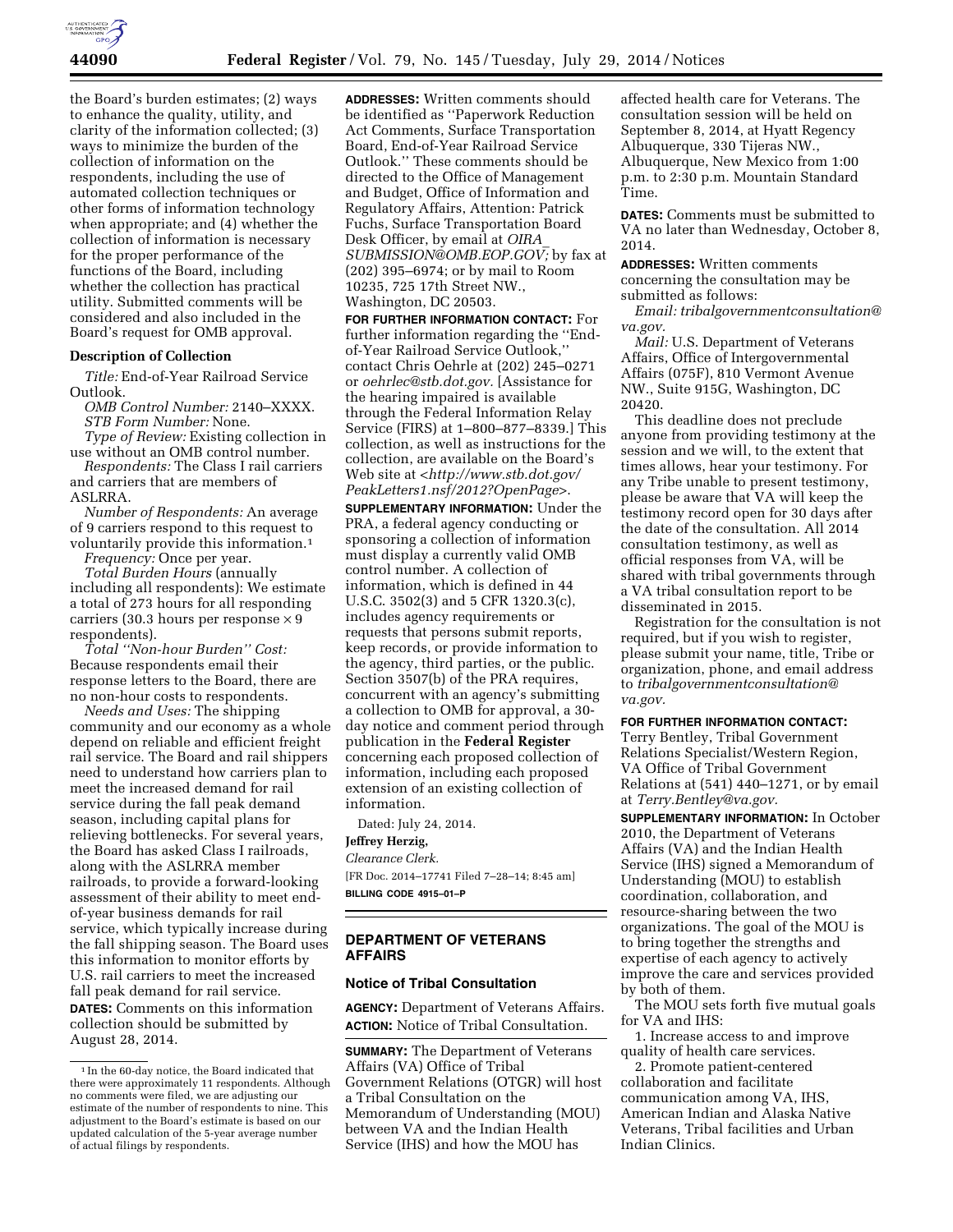the Board's burden estimates; (2) ways to enhance the quality, utility, and clarity of the information collected; (3) ways to minimize the burden of the collection of information on the respondents, including the use of automated collection techniques or other forms of information technology when appropriate; and (4) whether the collection of information is necessary for the proper performance of the functions of the Board, including whether the collection has practical utility. Submitted comments will be considered and also included in the Board's request for OMB approval.

**Description of Collection**

*Title:* End-of-Year Railroad Service Outlook.

*OMB Control Number:* 2140–XXXX.

*STB Form Number:* None.

*Type of Review:* Existing collection in use without an OMB control number.

*Respondents:* The Class I rail carriers and carriers that are members of ASLRRA.

*Number of Respondents:* An average of 9 carriers respond to this request to voluntarily provide this information.[1]

*Frequency:* Once per year.

*Total Burden Hours* (annually including all respondents): We estimate a total of 273 hours for all responding carriers (30.3 hours per response × 9 respondents).

*Total ''Non-hour Burden'' Cost:* Because respondents email their response letters to the Board, there are no non-hour costs to respondents.

*Needs and Uses:* The shipping community and our economy as a whole depend on reliable and efficient freight rail service. The Board and rail shippers need to understand how carriers plan to meet the increased demand for rail service during the fall peak demand season, including capital plans for relieving bottlenecks. For several years, the Board has asked Class I railroads, along with the ASLRRA member railroads, to provide a forward-looking assessment of their ability to meet end-of-year business demands for rail service, which typically increase during the fall shipping season. The Board uses this information to monitor efforts by U.S. rail carriers to meet the increased fall peak demand for rail service.

**DATES:** Comments on this information collection should be submitted by August 28, 2014.

**ADDRESSES:** Written comments should be identified as ''Paperwork Reduction Act Comments, Surface Transportation Board, End-of-Year Railroad Service Outlook.'' These comments should be directed to the Office of Management and Budget, Office of Information and Regulatory Affairs, Attention: Patrick Fuchs, Surface Transportation Board Desk Officer, by email at *OIRA_SUBMISSION@OMB.EOP.GOV;* by fax at (202) 395–6974; or by mail to Room 10235, 725 17th Street NW., Washington, DC 20503.

**FOR FURTHER INFORMATION CONTACT:** For further information regarding the ''End-of-Year Railroad Service Outlook,'' contact Chris Oehrle at (202) 245–0271 or *oehrlec@stb.dot.gov.* [Assistance for the hearing impaired is available through the Federal Information Relay Service (FIRS) at 1–800–877–8339.] This collection, as well as instructions for the collection, are available on the Board's Web site at <*http://www.stb.dot.gov/PeakLetters1.nsf/2012?OpenPage*>.

**SUPPLEMENTARY INFORMATION:** Under the PRA, a federal agency conducting or sponsoring a collection of information must display a currently valid OMB control number. A collection of information, which is defined in 44 U.S.C. 3502(3) and 5 CFR 1320.3(c), includes agency requirements or requests that persons submit reports, keep records, or provide information to the agency, third parties, or the public. Section 3507(b) of the PRA requires, concurrent with an agency's submitting a collection to OMB for approval, a 30-day notice and comment period through publication in the **Federal Register** concerning each proposed collection of information, including each proposed extension of an existing collection of information.

Dated: July 24, 2014.

**Jeffrey Herzig,**

*Clearance Clerk.*

[FR Doc. 2014–17741 Filed 7–28–14; 8:45 am]

**BILLING CODE 4915–01–P**

[1] In the 60-day notice, the Board indicated that there were approximately 11 respondents. Although no comments were filed, we are adjusting our estimate of the number of respondents to nine. This adjustment to the Board's estimate is based on our updated calculation of the 5-year average number of actual filings by respondents.

## DEPARTMENT OF VETERANS AFFAIRS

### Notice of Tribal Consultation

**AGENCY:** Department of Veterans Affairs.

**ACTION:** Notice of Tribal Consultation.

**SUMMARY:** The Department of Veterans Affairs (VA) Office of Tribal Government Relations (OTGR) will host a Tribal Consultation on the Memorandum of Understanding (MOU) between VA and the Indian Health Service (IHS) and how the MOU has affected health care for Veterans. The consultation session will be held on September 8, 2014, at Hyatt Regency Albuquerque, 330 Tijeras NW., Albuquerque, New Mexico from 1:00 p.m. to 2:30 p.m. Mountain Standard Time.

**DATES:** Comments must be submitted to VA no later than Wednesday, October 8, 2014.

**ADDRESSES:** Written comments concerning the consultation may be submitted as follows:

*Email: tribalgovernmentconsultation@va.gov.*

*Mail:* U.S. Department of Veterans Affairs, Office of Intergovernmental Affairs (075F), 810 Vermont Avenue NW., Suite 915G, Washington, DC 20420.

This deadline does not preclude anyone from providing testimony at the session and we will, to the extent that times allows, hear your testimony. For any Tribe unable to present testimony, please be aware that VA will keep the testimony record open for 30 days after the date of the consultation. All 2014 consultation testimony, as well as official responses from VA, will be shared with tribal governments through a VA tribal consultation report to be disseminated in 2015.

Registration for the consultation is not required, but if you wish to register, please submit your name, title, Tribe or organization, phone, and email address to *tribalgovernmentconsultation@va.gov.*

**FOR FURTHER INFORMATION CONTACT:** Terry Bentley, Tribal Government Relations Specialist/Western Region, VA Office of Tribal Government Relations at (541) 440–1271, or by email at *Terry.Bentley@va.gov.*

**SUPPLEMENTARY INFORMATION:** In October 2010, the Department of Veterans Affairs (VA) and the Indian Health Service (IHS) signed a Memorandum of Understanding (MOU) to establish coordination, collaboration, and resource-sharing between the two organizations. The goal of the MOU is to bring together the strengths and expertise of each agency to actively improve the care and services provided by both of them.

The MOU sets forth five mutual goals for VA and IHS:

1. Increase access to and improve quality of health care services.
2. Promote patient-centered collaboration and facilitate communication among VA, IHS, American Indian and Alaska Native Veterans, Tribal facilities and Urban Indian Clinics.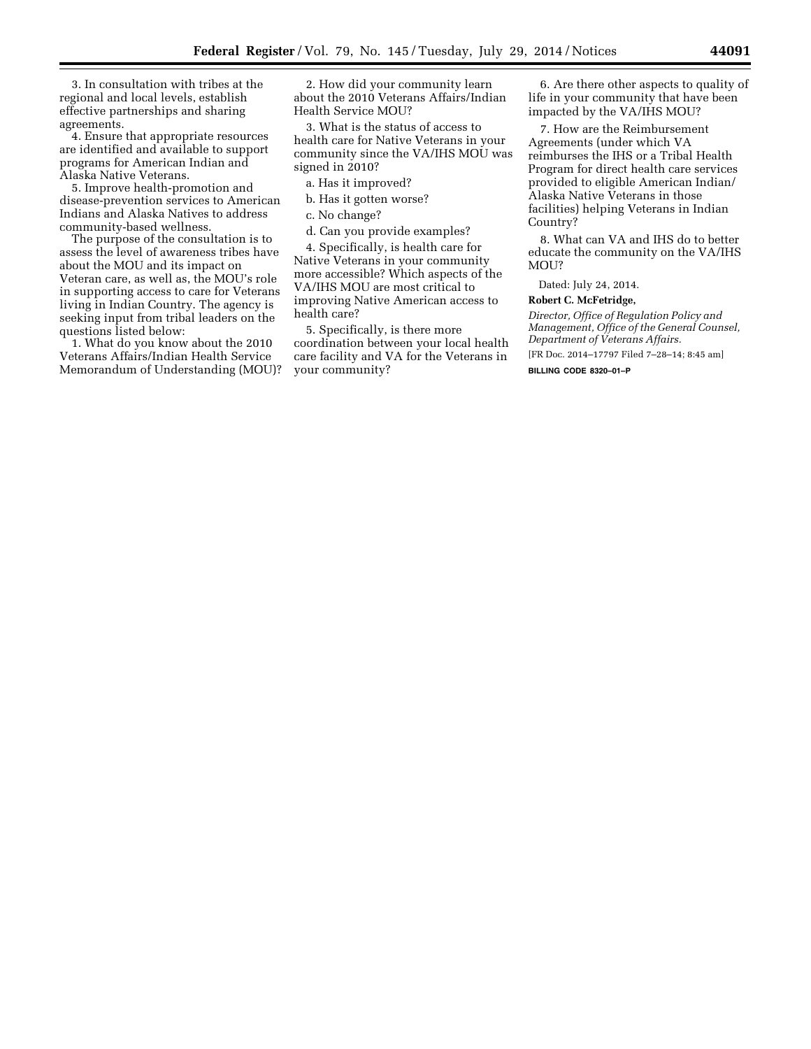3. In consultation with tribes at the regional and local levels, establish effective partnerships and sharing agreements.

4. Ensure that appropriate resources are identified and available to support programs for American Indian and Alaska Native Veterans.

5. Improve health-promotion and disease-prevention services to American Indians and Alaska Natives to address community-based wellness.

The purpose of the consultation is to assess the level of awareness tribes have about the MOU and its impact on Veteran care, as well as, the MOU's role in supporting access to care for Veterans living in Indian Country. The agency is seeking input from tribal leaders on the questions listed below:

1. What do you know about the 2010 Veterans Affairs/Indian Health Service Memorandum of Understanding (MOU)?

2. How did your community learn about the 2010 Veterans Affairs/Indian Health Service MOU?

3. What is the status of access to health care for Native Veterans in your community since the VA/IHS MOU was signed in 2010?

a. Has it improved?

b. Has it gotten worse?

c. No change?

d. Can you provide examples?

4. Specifically, is health care for Native Veterans in your community more accessible? Which aspects of the VA/IHS MOU are most critical to improving Native American access to health care?

5. Specifically, is there more coordination between your local health care facility and VA for the Veterans in your community?

6. Are there other aspects to quality of life in your community that have been impacted by the VA/IHS MOU?

7. How are the Reimbursement Agreements (under which VA reimburses the IHS or a Tribal Health Program for direct health care services provided to eligible American Indian/Alaska Native Veterans in those facilities) helping Veterans in Indian Country?

8. What can VA and IHS do to better educate the community on the VA/IHS MOU?

Dated: July 24, 2014.

**Robert C. McFetridge,**

*Director, Office of Regulation Policy and Management, Office of the General Counsel, Department of Veterans Affairs.*

[FR Doc. 2014–17797 Filed 7–28–14; 8:45 am]

**BILLING CODE 8320–01–P**